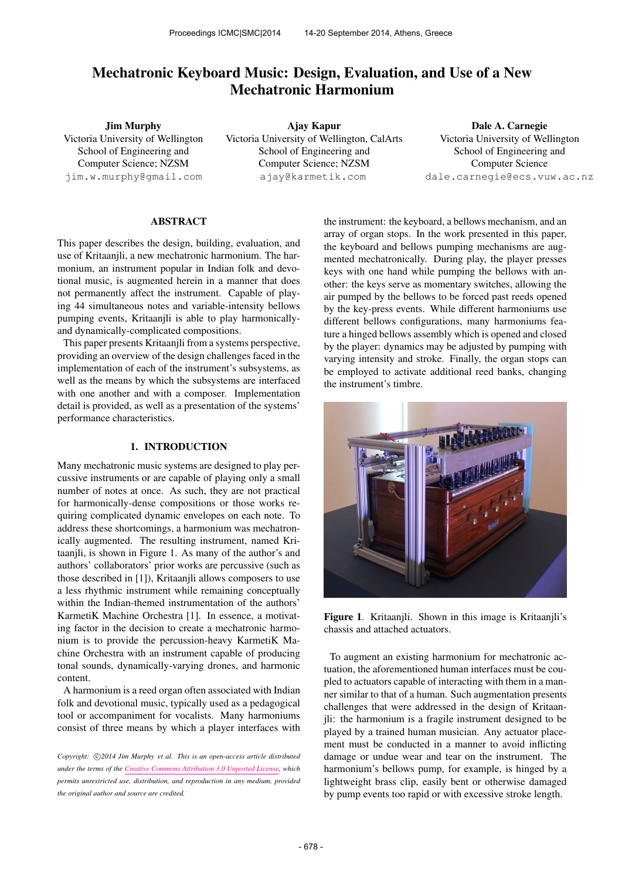# Mechatronic Keyboard Music: Design, Evaluation, and Use of a New Mechatronic Harmonium

**Jim Murphy**
Victoria University of Wellington
School of Engineering and
Computer Science; NZSM
jim.w.murphy@gmail.com

**Ajay Kapur**
Victoria University of Wellington, CalArts
School of Engineering and
Computer Science; NZSM
ajay@karmetik.com

**Dale A. Carnegie**
Victoria University of Wellington
School of Engineering and
Computer Science
dale.carnegie@ecs.vuw.ac.nz

## ABSTRACT

This paper describes the design, building, evaluation, and use of Kritaanjli, a new mechatronic harmonium. The harmonium, an instrument popular in Indian folk and devotional music, is augmented herein in a manner that does not permanently affect the instrument. Capable of playing 44 simultaneous notes and variable-intensity bellows pumping events, Kritaanjli is able to play harmonically- and dynamically-complicated compositions.

This paper presents Kritaanjli from a systems perspective, providing an overview of the design challenges faced in the implementation of each of the instrument's subsystems, as well as the means by which the subsystems are interfaced with one another and with a composer. Implementation detail is provided, as well as a presentation of the systems' performance characteristics.

## 1. INTRODUCTION

Many mechatronic music systems are designed to play percussive instruments or are capable of playing only a small number of notes at once. As such, they are not practical for harmonically-dense compositions or those works requiring complicated dynamic envelopes on each note. To address these shortcomings, a harmonium was mechatronically augmented. The resulting instrument, named Kritaanjli, is shown in Figure 1. As many of the author's and authors' collaborators' prior works are percussive (such as those described in [1]), Kritaanjli allows composers to use a less rhythmic instrument while remaining conceptually within the Indian-themed instrumentation of the authors' KarmetiK Machine Orchestra [1]. In essence, a motivating factor in the decision to create a mechatronic harmonium is to provide the percussion-heavy KarmetiK Machine Orchestra with an instrument capable of producing tonal sounds, dynamically-varying drones, and harmonic content.

A harmonium is a reed organ often associated with Indian folk and devotional music, typically used as a pedagogical tool or accompaniment for vocalists. Many harmoniums consist of three means by which a player interfaces with the instrument: the keyboard, a bellows mechanism, and an array of organ stops. In the work presented in this paper, the keyboard and bellows pumping mechanisms are augmented mechatronically. During play, the player presses keys with one hand while pumping the bellows with another: the keys serve as momentary switches, allowing the air pumped by the bellows to be forced past reeds opened by the key-press events. While different harmoniums use different bellows configurations, many harmoniums feature a hinged bellows assembly which is opened and closed by the player: dynamics may be adjusted by pumping with varying intensity and stroke. Finally, the organ stops can be employed to activate additional reed banks, changing the instrument's timbre.

**Figure 1**. Kritaanjli. Shown in this image is Kritaanjli's chassis and attached actuators.

To augment an existing harmonium for mechatronic actuation, the aforementioned human interfaces must be coupled to actuators capable of interacting with them in a manner similar to that of a human. Such augmentation presents challenges that were addressed in the design of Kritaanjli: the harmonium is a fragile instrument designed to be played by a trained human musician. Any actuator placement must be conducted in a manner to avoid inflicting damage or undue wear and tear on the instrument. The harmonium's bellows pump, for example, is hinged by a lightweight brass clip, easily bent or otherwise damaged by pump events too rapid or with excessive stroke length.

*Copyright: ©2014 Jim Murphy et al. This is an open-access article distributed under the terms of the Creative Commons Attribution 3.0 Unported License, which permits unrestricted use, distribution, and reproduction in any medium, provided the original author and source are credited.*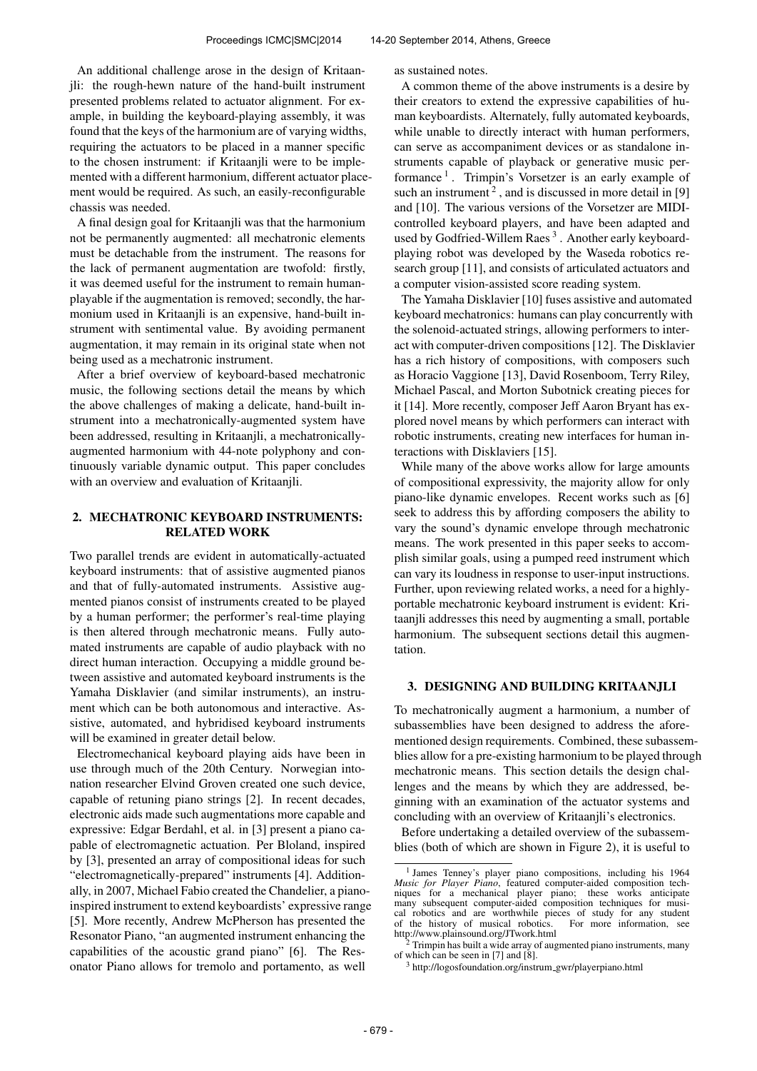An additional challenge arose in the design of Kritaanjli: the rough-hewn nature of the hand-built instrument presented problems related to actuator alignment. For example, in building the keyboard-playing assembly, it was found that the keys of the harmonium are of varying widths, requiring the actuators to be placed in a manner specific to the chosen instrument: if Kritaanjli were to be implemented with a different harmonium, different actuator placement would be required. As such, an easily-reconfigurable chassis was needed.

A final design goal for Kritaanjli was that the harmonium not be permanently augmented: all mechatronic elements must be detachable from the instrument. The reasons for the lack of permanent augmentation are twofold: firstly, it was deemed useful for the instrument to remain human-playable if the augmentation is removed; secondly, the harmonium used in Kritaanjli is an expensive, hand-built instrument with sentimental value. By avoiding permanent augmentation, it may remain in its original state when not being used as a mechatronic instrument.

After a brief overview of keyboard-based mechatronic music, the following sections detail the means by which the above challenges of making a delicate, hand-built instrument into a mechatronically-augmented system have been addressed, resulting in Kritaanjli, a mechatronically-augmented harmonium with 44-note polyphony and continuously variable dynamic output. This paper concludes with an overview and evaluation of Kritaanjli.

## 2. MECHATRONIC KEYBOARD INSTRUMENTS: RELATED WORK

Two parallel trends are evident in automatically-actuated keyboard instruments: that of assistive augmented pianos and that of fully-automated instruments. Assistive augmented pianos consist of instruments created to be played by a human performer; the performer's real-time playing is then altered through mechatronic means. Fully automated instruments are capable of audio playback with no direct human interaction. Occupying a middle ground between assistive and automated keyboard instruments is the Yamaha Disklavier (and similar instruments), an instrument which can be both autonomous and interactive. Assistive, automated, and hybridised keyboard instruments will be examined in greater detail below.

Electromechanical keyboard playing aids have been in use through much of the 20th Century. Norwegian intonation researcher Elvind Groven created one such device, capable of retuning piano strings [2]. In recent decades, electronic aids made such augmentations more capable and expressive: Edgar Berdahl, et al. in [3] present a piano capable of electromagnetic actuation. Per Bloland, inspired by [3], presented an array of compositional ideas for such "electromagnetically-prepared" instruments [4]. Additionally, in 2007, Michael Fabio created the Chandelier, a piano-inspired instrument to extend keyboardists' expressive range [5]. More recently, Andrew McPherson has presented the Resonator Piano, "an augmented instrument enhancing the capabilities of the acoustic grand piano" [6]. The Resonator Piano allows for tremolo and portamento, as well as sustained notes.

A common theme of the above instruments is a desire by their creators to extend the expressive capabilities of human keyboardists. Alternately, fully automated keyboards, while unable to directly interact with human performers, can serve as accompaniment devices or as standalone instruments capable of playback or generative music performance [1]. Trimpin's Vorsetzer is an early example of such an instrument [2], and is discussed in more detail in [9] and [10]. The various versions of the Vorsetzer are MIDI-controlled keyboard players, and have been adapted and used by Godfried-Willem Raes [3]. Another early keyboard-playing robot was developed by the Waseda robotics research group [11], and consists of articulated actuators and a computer vision-assisted score reading system.

The Yamaha Disklavier [10] fuses assistive and automated keyboard mechatronics: humans can play concurrently with the solenoid-actuated strings, allowing performers to interact with computer-driven compositions [12]. The Disklavier has a rich history of compositions, with composers such as Horacio Vaggione [13], David Rosenboom, Terry Riley, Michael Pascal, and Morton Subotnick creating pieces for it [14]. More recently, composer Jeff Aaron Bryant has explored novel means by which performers can interact with robotic instruments, creating new interfaces for human interactions with Disklaviers [15].

While many of the above works allow for large amounts of compositional expressivity, the majority allow for only piano-like dynamic envelopes. Recent works such as [6] seek to address this by affording composers the ability to vary the sound's dynamic envelope through mechatronic means. The work presented in this paper seeks to accomplish similar goals, using a pumped reed instrument which can vary its loudness in response to user-input instructions. Further, upon reviewing related works, a need for a highly-portable mechatronic keyboard instrument is evident: Kritaanjli addresses this need by augmenting a small, portable harmonium. The subsequent sections detail this augmentation.

## 3. DESIGNING AND BUILDING KRITAANJLI

To mechatronically augment a harmonium, a number of subassemblies have been designed to address the aforementioned design requirements. Combined, these subassemblies allow for a pre-existing harmonium to be played through mechatronic means. This section details the design challenges and the means by which they are addressed, beginning with an examination of the actuator systems and concluding with an overview of Kritaanjli's electronics.

Before undertaking a detailed overview of the subassemblies (both of which are shown in Figure 2), it is useful to

---

[1] James Tenney's player piano compositions, including his 1964 *Music for Player Piano*, featured computer-aided composition techniques for a mechanical player piano; these works anticipate many subsequent computer-aided composition techniques for musical robotics and are worthwhile pieces of study for any student of the history of musical robotics. For more information, see http://www.plainsound.org/JTwork.html

[2] Trimpin has built a wide array of augmented piano instruments, many of which can be seen in [7] and [8].

[3] http://logosfoundation.org/instrum_gwr/playerpiano.html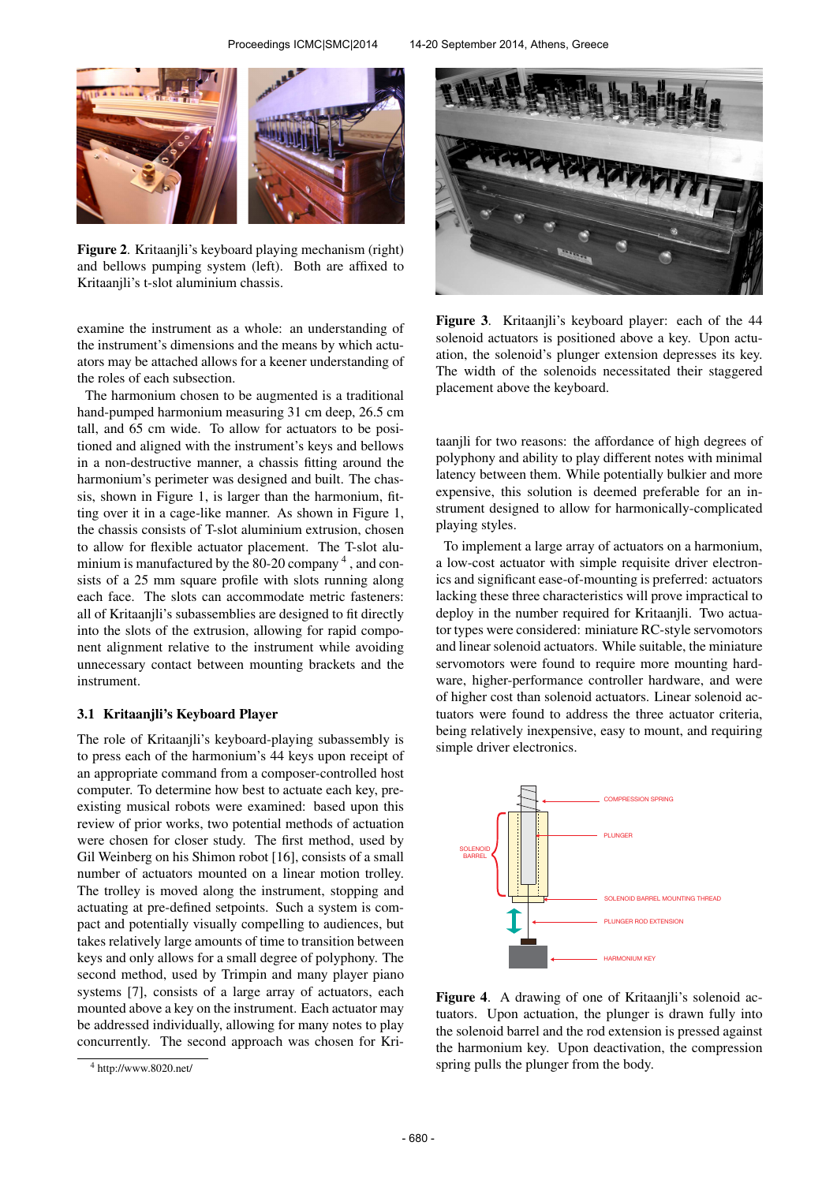Figure 2. Kritaanjli's keyboard playing mechanism (right) and bellows pumping system (left). Both are affixed to Kritaanjli's t-slot aluminium chassis.

examine the instrument as a whole: an understanding of the instrument's dimensions and the means by which actuators may be attached allows for a keener understanding of the roles of each subsection.

The harmonium chosen to be augmented is a traditional hand-pumped harmonium measuring 31 cm deep, 26.5 cm tall, and 65 cm wide. To allow for actuators to be positioned and aligned with the instrument's keys and bellows in a non-destructive manner, a chassis fitting around the harmonium's perimeter was designed and built. The chassis, shown in Figure 1, is larger than the harmonium, fitting over it in a cage-like manner. As shown in Figure 1, the chassis consists of T-slot aluminium extrusion, chosen to allow for flexible actuator placement. The T-slot aluminium is manufactured by the 80-20 company [4], and consists of a 25 mm square profile with slots running along each face. The slots can accommodate metric fasteners: all of Kritaanjli's subassemblies are designed to fit directly into the slots of the extrusion, allowing for rapid component alignment relative to the instrument while avoiding unnecessary contact between mounting brackets and the instrument.

### 3.1 Kritaanjli's Keyboard Player

The role of Kritaanjli's keyboard-playing subassembly is to press each of the harmonium's 44 keys upon receipt of an appropriate command from a composer-controlled host computer. To determine how best to actuate each key, preexisting musical robots were examined: based upon this review of prior works, two potential methods of actuation were chosen for closer study. The first method, used by Gil Weinberg on his Shimon robot [16], consists of a small number of actuators mounted on a linear motion trolley. The trolley is moved along the instrument, stopping and actuating at pre-defined setpoints. Such a system is compact and potentially visually compelling to audiences, but takes relatively large amounts of time to transition between keys and only allows for a small degree of polyphony. The second method, used by Trimpin and many player piano systems [7], consists of a large array of actuators, each mounted above a key on the instrument. Each actuator may be addressed individually, allowing for many notes to play concurrently. The second approach was chosen for Kritaanjli for two reasons: the affordance of high degrees of polyphony and ability to play different notes with minimal latency between them. While potentially bulkier and more expensive, this solution is deemed preferable for an instrument designed to allow for harmonically-complicated playing styles.

[4] http://www.8020.net/

Figure 3. Kritaanjli's keyboard player: each of the 44 solenoid actuators is positioned above a key. Upon actuation, the solenoid's plunger extension depresses its key. The width of the solenoids necessitated their staggered placement above the keyboard.

To implement a large array of actuators on a harmonium, a low-cost actuator with simple requisite driver electronics and significant ease-of-mounting is preferred: actuators lacking these three characteristics will prove impractical to deploy in the number required for Kritaanjli. Two actuator types were considered: miniature RC-style servomotors and linear solenoid actuators. While suitable, the miniature servomotors were found to require more mounting hardware, higher-performance controller hardware, and were of higher cost than solenoid actuators. Linear solenoid actuators were found to address the three actuator criteria, being relatively inexpensive, easy to mount, and requiring simple driver electronics.

Figure 4. A drawing of one of Kritaanjli's solenoid actuators. Upon actuation, the plunger is drawn fully into the solenoid barrel and the rod extension is pressed against the harmonium key. Upon deactivation, the compression spring pulls the plunger from the body.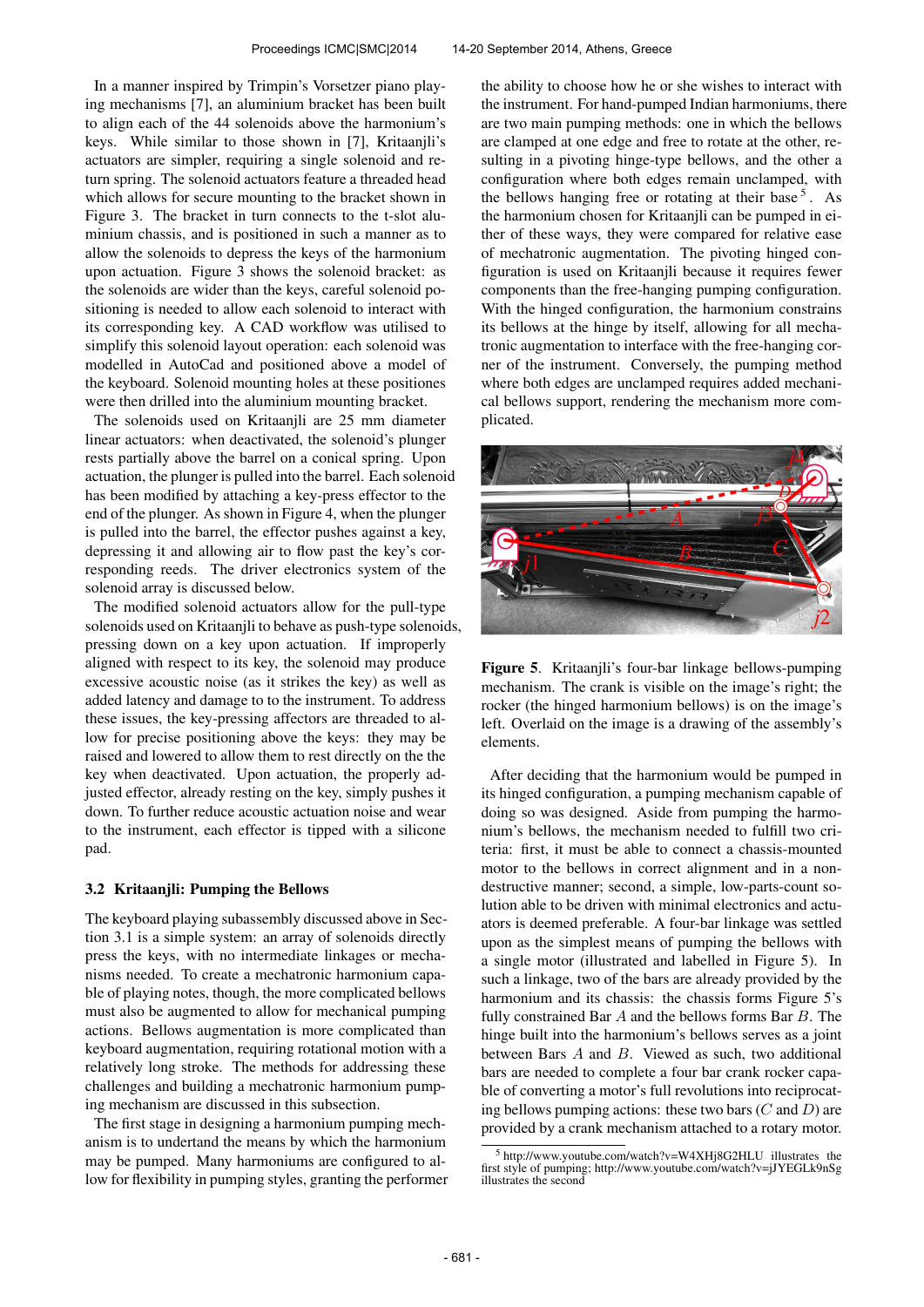In a manner inspired by Trimpin's Vorsetzer piano playing mechanisms [7], an aluminium bracket has been built to align each of the 44 solenoids above the harmonium's keys. While similar to those shown in [7], Kritaanjli's actuators are simpler, requiring a single solenoid and return spring. The solenoid actuators feature a threaded head which allows for secure mounting to the bracket shown in Figure 3. The bracket in turn connects to the t-slot aluminium chassis, and is positioned in such a manner as to allow the solenoids to depress the keys of the harmonium upon actuation. Figure 3 shows the solenoid bracket: as the solenoids are wider than the keys, careful solenoid positioning is needed to allow each solenoid to interact with its corresponding key. A CAD workflow was utilised to simplify this solenoid layout operation: each solenoid was modelled in AutoCad and positioned above a model of the keyboard. Solenoid mounting holes at these positiones were then drilled into the aluminium mounting bracket.

The solenoids used on Kritaanjli are 25 mm diameter linear actuators: when deactivated, the solenoid's plunger rests partially above the barrel on a conical spring. Upon actuation, the plunger is pulled into the barrel. Each solenoid has been modified by attaching a key-press effector to the end of the plunger. As shown in Figure 4, when the plunger is pulled into the barrel, the effector pushes against a key, depressing it and allowing air to flow past the key's corresponding reeds. The driver electronics system of the solenoid array is discussed below.

The modified solenoid actuators allow for the pull-type solenoids used on Kritaanjli to behave as push-type solenoids, pressing down on a key upon actuation. If improperly aligned with respect to its key, the solenoid may produce excessive acoustic noise (as it strikes the key) as well as added latency and damage to to the instrument. To address these issues, the key-pressing affectors are threaded to allow for precise positioning above the keys: they may be raised and lowered to allow them to rest directly on the the key when deactivated. Upon actuation, the properly adjusted effector, already resting on the key, simply pushes it down. To further reduce acoustic actuation noise and wear to the instrument, each effector is tipped with a silicone pad.

### 3.2 Kritaanjli: Pumping the Bellows

The keyboard playing subassembly discussed above in Section 3.1 is a simple system: an array of solenoids directly press the keys, with no intermediate linkages or mechanisms needed. To create a mechatronic harmonium capable of playing notes, though, the more complicated bellows must also be augmented to allow for mechanical pumping actions. Bellows augmentation is more complicated than keyboard augmentation, requiring rotational motion with a relatively long stroke. The methods for addressing these challenges and building a mechatronic harmonium pumping mechanism are discussed in this subsection.

The first stage in designing a harmonium pumping mechanism is to understand the means by which the harmonium may be pumped. Many harmoniums are configured to allow for flexibility in pumping styles, granting the performer the ability to choose how he or she wishes to interact with the instrument. For hand-pumped Indian harmoniums, there are two main pumping methods: one in which the bellows are clamped at one edge and free to rotate at the other, resulting in a pivoting hinge-type bellows, and the other a configuration where both edges remain unclamped, with the bellows hanging free or rotating at their base [5]. As the harmonium chosen for Kritaanjli can be pumped in either of these ways, they were compared for relative ease of mechatronic augmentation. The pivoting hinged configuration is used on Kritaanjli because it requires fewer components than the free-hanging pumping configuration. With the hinged configuration, the harmonium constrains its bellows at the hinge by itself, allowing for all mechatronic augmentation to interface with the free-hanging corner of the instrument. Conversely, the pumping method where both edges are unclamped requires added mechanical bellows support, rendering the mechanism more complicated.

**Figure 5**. Kritaanjli's four-bar linkage bellows-pumping mechanism. The crank is visible on the image's right; the rocker (the hinged harmonium bellows) is on the image's left. Overlaid on the image is a drawing of the assembly's elements.

After deciding that the harmonium would be pumped in its hinged configuration, a pumping mechanism capable of doing so was designed. Aside from pumping the harmonium's bellows, the mechanism needed to fulfill two criteria: first, it must be able to connect a chassis-mounted motor to the bellows in correct alignment and in a non-destructive manner; second, a simple, low-parts-count solution able to be driven with minimal electronics and actuators is deemed preferable. A four-bar linkage was settled upon as the simplest means of pumping the bellows with a single motor (illustrated and labelled in Figure 5). In such a linkage, two of the bars are already provided by the harmonium and its chassis: the chassis forms Figure 5's fully constrained Bar $A$ and the bellows forms Bar $B$. The hinge built into the harmonium's bellows serves as a joint between Bars $A$ and $B$. Viewed as such, two additional bars are needed to complete a four bar crank rocker capable of converting a motor's full revolutions into reciprocating bellows pumping actions: these two bars ($C$ and $D$) are provided by a crank mechanism attached to a rotary motor.

[5] http://www.youtube.com/watch?v=W4XHj8G2HLU illustrates the first style of pumping; http://www.youtube.com/watch?v=jJYEGLk9nSg illustrates the second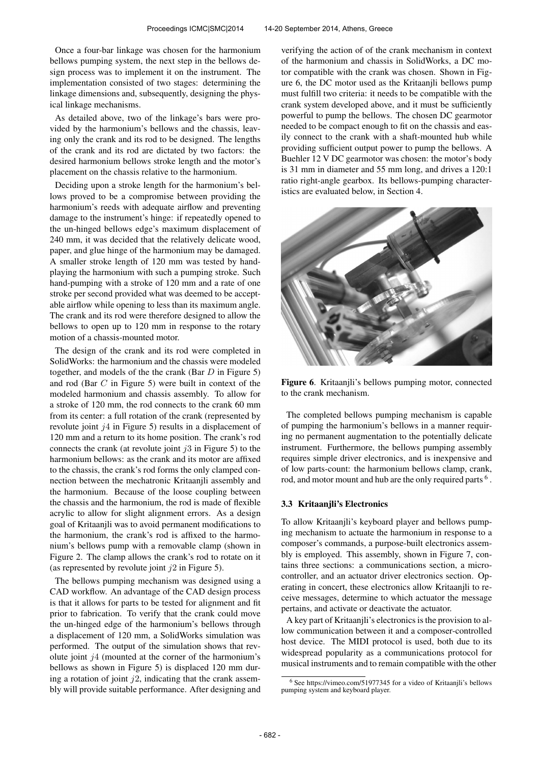Once a four-bar linkage was chosen for the harmonium bellows pumping system, the next step in the bellows design process was to implement it on the instrument. The implementation consisted of two stages: determining the linkage dimensions and, subsequently, designing the physical linkage mechanisms.

As detailed above, two of the linkage's bars were provided by the harmonium's bellows and the chassis, leaving only the crank and its rod to be designed. The lengths of the crank and its rod are dictated by two factors: the desired harmonium bellows stroke length and the motor's placement on the chassis relative to the harmonium.

Deciding upon a stroke length for the harmonium's bellows proved to be a compromise between providing the harmonium's reeds with adequate airflow and preventing damage to the instrument's hinge: if repeatedly opened to the un-hinged bellows edge's maximum displacement of 240 mm, it was decided that the relatively delicate wood, paper, and glue hinge of the harmonium may be damaged. A smaller stroke length of 120 mm was tested by hand-playing the harmonium with such a pumping stroke. Such hand-pumping with a stroke of 120 mm and a rate of one stroke per second provided what was deemed to be acceptable airflow while opening to less than its maximum angle. The crank and its rod were therefore designed to allow the bellows to open up to 120 mm in response to the rotary motion of a chassis-mounted motor.

The design of the crank and its rod were completed in SolidWorks: the harmonium and the chassis were modeled together, and models of the the crank (Bar $D$ in Figure 5) and rod (Bar $C$ in Figure 5) were built in context of the modeled harmonium and chassis assembly. To allow for a stroke of 120 mm, the rod connects to the crank 60 mm from its center: a full rotation of the crank (represented by revolute joint $j4$ in Figure 5) results in a displacement of 120 mm and a return to its home position. The crank's rod connects the crank (at revolute joint $j3$ in Figure 5) to the harmonium bellows: as the crank and its motor are affixed to the chassis, the crank's rod forms the only clamped connection between the mechatronic Kritaanjli assembly and the harmonium. Because of the loose coupling between the chassis and the harmonium, the rod is made of flexible acrylic to allow for slight alignment errors. As a design goal of Kritaanjli was to avoid permanent modifications to the harmonium, the crank's rod is affixed to the harmonium's bellows pump with a removable clamp (shown in Figure 2. The clamp allows the crank's rod to rotate on it (as represented by revolute joint $j2$ in Figure 5).

The bellows pumping mechanism was designed using a CAD workflow. An advantage of the CAD design process is that it allows for parts to be tested for alignment and fit prior to fabrication. To verify that the crank could move the un-hinged edge of the harmonium's bellows through a displacement of 120 mm, a SolidWorks simulation was performed. The output of the simulation shows that revolute joint $j4$ (mounted at the corner of the harmonium's bellows as shown in Figure 5) is displaced 120 mm during a rotation of joint $j2$, indicating that the crank assembly will provide suitable performance. After designing and verifying the action of of the crank mechanism in context of the harmonium and chassis in SolidWorks, a DC motor compatible with the crank was chosen. Shown in Figure 6, the DC motor used as the Kritaanjli bellows pump must fulfill two criteria: it needs to be compatible with the crank system developed above, and it must be sufficiently powerful to pump the bellows. The chosen DC gearmotor needed to be compact enough to fit on the chassis and easily connect to the crank with a shaft-mounted hub while providing sufficient output power to pump the bellows. A Buehler 12 V DC gearmotor was chosen: the motor's body is 31 mm in diameter and 55 mm long, and drives a 120:1 ratio right-angle gearbox. Its bellows-pumping characteristics are evaluated below, in Section 4.

**Figure 6**. Kritaanjli's bellows pumping motor, connected to the crank mechanism.

The completed bellows pumping mechanism is capable of pumping the harmonium's bellows in a manner requiring no permanent augmentation to the potentially delicate instrument. Furthermore, the bellows pumping assembly requires simple driver electronics, and is inexpensive and of low parts-count: the harmonium bellows clamp, crank, rod, and motor mount and hub are the only required parts [6].

### 3.3 Kritaanjli's Electronics

To allow Kritaanjli's keyboard player and bellows pumping mechanism to actuate the harmonium in response to a composer's commands, a purpose-built electronics assembly is employed. This assembly, shown in Figure 7, contains three sections: a communications section, a microcontroller, and an actuator driver electronics section. Operating in concert, these electronics allow Kritaanjli to receive messages, determine to which actuator the message pertains, and activate or deactivate the actuator.

A key part of Kritaanjli's electronics is the provision to allow communication between it and a composer-controlled host device. The MIDI protocol is used, both due to its widespread popularity as a communications protocol for musical instruments and to remain compatible with the other

[6] See https://vimeo.com/51977345 for a video of Kritaanjli's bellows pumping system and keyboard player.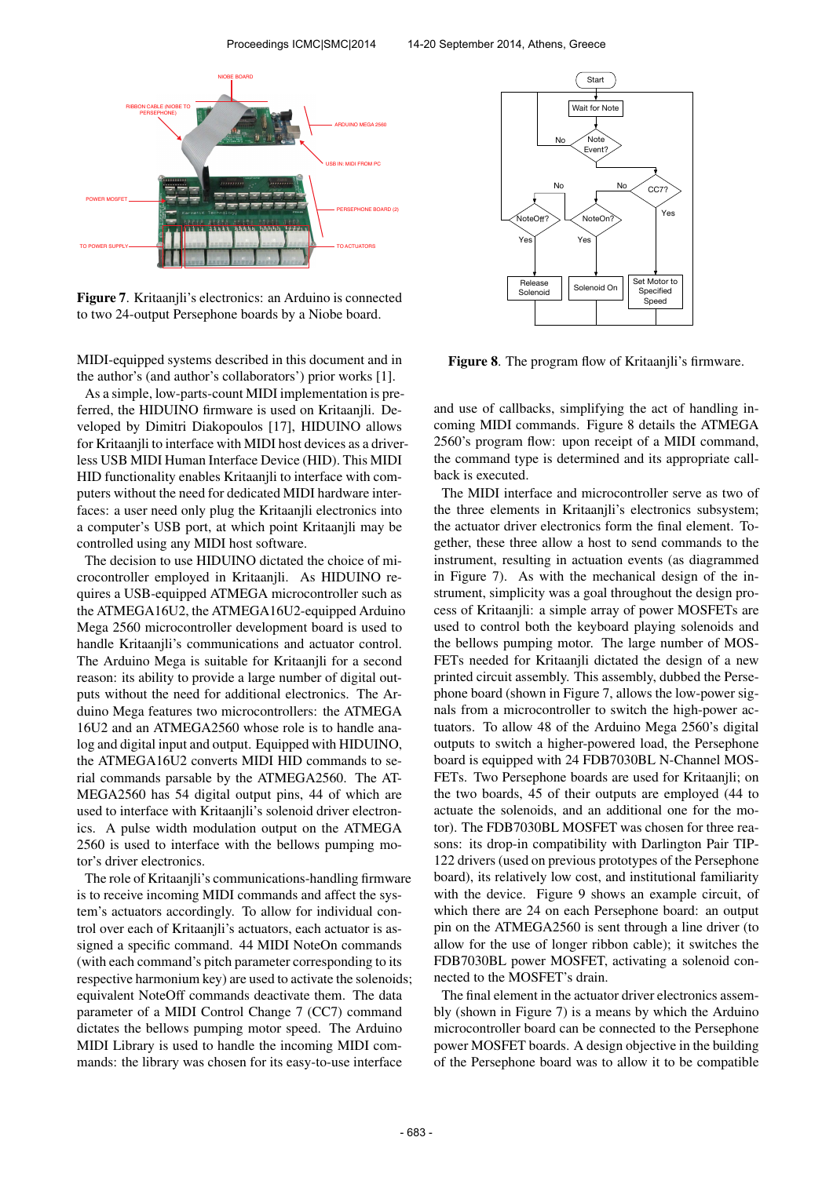**Figure 7**. Kritaanjli's electronics: an Arduino is connected to two 24-output Persephone boards by a Niobe board.

**Figure 8**. The program flow of Kritaanjli's firmware.

MIDI-equipped systems described in this document and in the author's (and author's collaborators') prior works [1].

As a simple, low-parts-count MIDI implementation is preferred, the HIDUINO firmware is used on Kritaanjli. Developed by Dimitri Diakopoulos [17], HIDUINO allows for Kritaanjli to interface with MIDI host devices as a driverless USB MIDI Human Interface Device (HID). This MIDI HID functionality enables Kritaanjli to interface with computers without the need for dedicated MIDI hardware interfaces: a user need only plug the Kritaanjli electronics into a computer's USB port, at which point Kritaanjli may be controlled using any MIDI host software.

The decision to use HIDUINO dictated the choice of microcontroller employed in Kritaanjli. As HIDUINO requires a USB-equipped ATMEGA microcontroller such as the ATMEGA16U2, the ATMEGA16U2-equipped Arduino Mega 2560 microcontroller development board is used to handle Kritaanjli's communications and actuator control. The Arduino Mega is suitable for Kritaanjli for a second reason: its ability to provide a large number of digital outputs without the need for additional electronics. The Arduino Mega features two microcontrollers: the ATMEGA 16U2 and an ATMEGA2560 whose role is to handle analog and digital input and output. Equipped with HIDUINO, the ATMEGA16U2 converts MIDI HID commands to serial commands parsable by the ATMEGA2560. The ATMEGA2560 has 54 digital output pins, 44 of which are used to interface with Kritaanjli's solenoid driver electronics. A pulse width modulation output on the ATMEGA 2560 is used to interface with the bellows pumping motor's driver electronics.

The role of Kritaanjli's communications-handling firmware is to receive incoming MIDI commands and affect the system's actuators accordingly. To allow for individual control over each of Kritaanjli's actuators, each actuator is assigned a specific command. 44 MIDI NoteOn commands (with each command's pitch parameter corresponding to its respective harmonium key) are used to activate the solenoids; equivalent NoteOff commands deactivate them. The data parameter of a MIDI Control Change 7 (CC7) command dictates the bellows pumping motor speed. The Arduino MIDI Library is used to handle the incoming MIDI commands: the library was chosen for its easy-to-use interface and use of callbacks, simplifying the act of handling incoming MIDI commands. Figure 8 details the ATMEGA 2560's program flow: upon receipt of a MIDI command, the command type is determined and its appropriate callback is executed.

The MIDI interface and microcontroller serve as two of the three elements in Kritaanjli's electronics subsystem; the actuator driver electronics form the final element. Together, these three allow a host to send commands to the instrument, resulting in actuation events (as diagrammed in Figure 7). As with the mechanical design of the instrument, simplicity was a goal throughout the design process of Kritaanjli: a simple array of power MOSFETs are used to control both the keyboard playing solenoids and the bellows pumping motor. The large number of MOSFETs needed for Kritaanjli dictated the design of a new printed circuit assembly. This assembly, dubbed the Persephone board (shown in Figure 7, allows the low-power signals from a microcontroller to switch the high-power actuators. To allow 48 of the Arduino Mega 2560's digital outputs to switch a higher-powered load, the Persephone board is equipped with 24 FDB7030BL N-Channel MOSFETs. Two Persephone boards are used for Kritaanjli; on the two boards, 45 of their outputs are employed (44 to actuate the solenoids, and an additional one for the motor). The FDB7030BL MOSFET was chosen for three reasons: its drop-in compatibility with Darlington Pair TIP-122 drivers (used on previous prototypes of the Persephone board), its relatively low cost, and institutional familiarity with the device. Figure 9 shows an example circuit, of which there are 24 on each Persephone board: an output pin on the ATMEGA2560 is sent through a line driver (to allow for the use of longer ribbon cable); it switches the FDB7030BL power MOSFET, activating a solenoid connected to the MOSFET's drain.

The final element in the actuator driver electronics assembly (shown in Figure 7) is a means by which the Arduino microcontroller board can be connected to the Persephone power MOSFET boards. A design objective in the building of the Persephone board was to allow it to be compatible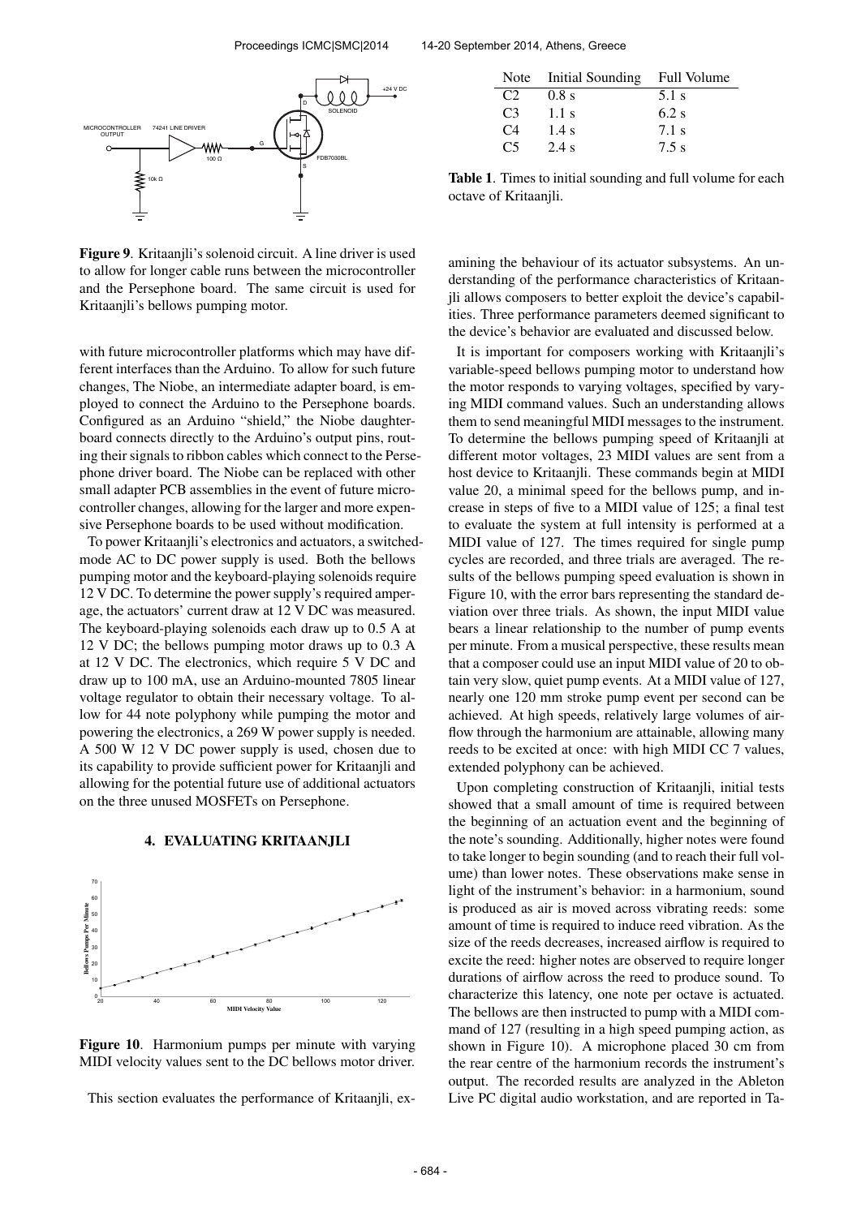Figure 9. Kritaanjli's solenoid circuit. A line driver is used to allow for longer cable runs between the microcontroller and the Persephone board. The same circuit is used for Kritaanjli's bellows pumping motor.

with future microcontroller platforms which may have different interfaces than the Arduino. To allow for such future changes, The Niobe, an intermediate adapter board, is employed to connect the Arduino to the Persephone boards. Configured as an Arduino "shield," the Niobe daughterboard connects directly to the Arduino's output pins, routing their signals to ribbon cables which connect to the Persephone driver board. The Niobe can be replaced with other small adapter PCB assemblies in the event of future microcontroller changes, allowing for the larger and more expensive Persephone boards to be used without modification.

To power Kritaanjli's electronics and actuators, a switched-mode AC to DC power supply is used. Both the bellows pumping motor and the keyboard-playing solenoids require 12 V DC. To determine the power supply's required amperage, the actuators' current draw at 12 V DC was measured. The keyboard-playing solenoids each draw up to 0.5 A at 12 V DC; the bellows pumping motor draws up to 0.3 A at 12 V DC. The electronics, which require 5 V DC and draw up to 100 mA, use an Arduino-mounted 7805 linear voltage regulator to obtain their necessary voltage. To allow for 44 note polyphony while pumping the motor and powering the electronics, a 269 W power supply is needed. A 500 W 12 V DC power supply is used, chosen due to its capability to provide sufficient power for Kritaanjli and allowing for the potential future use of additional actuators on the three unused MOSFETs on Persephone.

## 4. EVALUATING KRITAANJLI

Figure 10. Harmonium pumps per minute with varying MIDI velocity values sent to the DC bellows motor driver.

This section evaluates the performance of Kritaanjli, examining the behaviour of its actuator subsystems. An understanding of the performance characteristics of Kritaanjli allows composers to better exploit the device's capabilities. Three performance parameters deemed significant to the device's behavior are evaluated and discussed below.

| Note | Initial Sounding | Full Volume |
|---|---|---|
| C2 | 0.8 s | 5.1 s |
| C3 | 1.1 s | 6.2 s |
| C4 | 1.4 s | 7.1 s |
| C5 | 2.4 s | 7.5 s |

Table 1. Times to initial sounding and full volume for each octave of Kritaanjli.

It is important for composers working with Kritaanjli's variable-speed bellows pumping motor to understand how the motor responds to varying voltages, specified by varying MIDI command values. Such an understanding allows them to send meaningful MIDI messages to the instrument. To determine the bellows pumping speed of Kritaanjli at different motor voltages, 23 MIDI values are sent from a host device to Kritaanjli. These commands begin at MIDI value 20, a minimal speed for the bellows pump, and increase in steps of five to a MIDI value of 125; a final test to evaluate the system at full intensity is performed at a MIDI value of 127. The times required for single pump cycles are recorded, and three trials are averaged. The results of the bellows pumping speed evaluation is shown in Figure 10, with the error bars representing the standard deviation over three trials. As shown, the input MIDI value bears a linear relationship to the number of pump events per minute. From a musical perspective, these results mean that a composer could use an input MIDI value of 20 to obtain very slow, quiet pump events. At a MIDI value of 127, nearly one 120 mm stroke pump event per second can be achieved. At high speeds, relatively large volumes of airflow through the harmonium are attainable, allowing many reeds to be excited at once: with high MIDI CC 7 values, extended polyphony can be achieved.

Upon completing construction of Kritaanjli, initial tests showed that a small amount of time is required between the beginning of an actuation event and the beginning of the note's sounding. Additionally, higher notes were found to take longer to begin sounding (and to reach their full volume) than lower notes. These observations make sense in light of the instrument's behavior: in a harmonium, sound is produced as air is moved across vibrating reeds: some amount of time is required to induce reed vibration. As the size of the reeds decreases, increased airflow is required to excite the reed: higher notes are observed to require longer durations of airflow across the reed to produce sound. To characterize this latency, one note per octave is actuated. The bellows are then instructed to pump with a MIDI command of 127 (resulting in a high speed pumping action, as shown in Figure 10). A microphone placed 30 cm from the rear centre of the harmonium records the instrument's output. The recorded results are analyzed in the Ableton Live PC digital audio workstation, and are reported in Ta-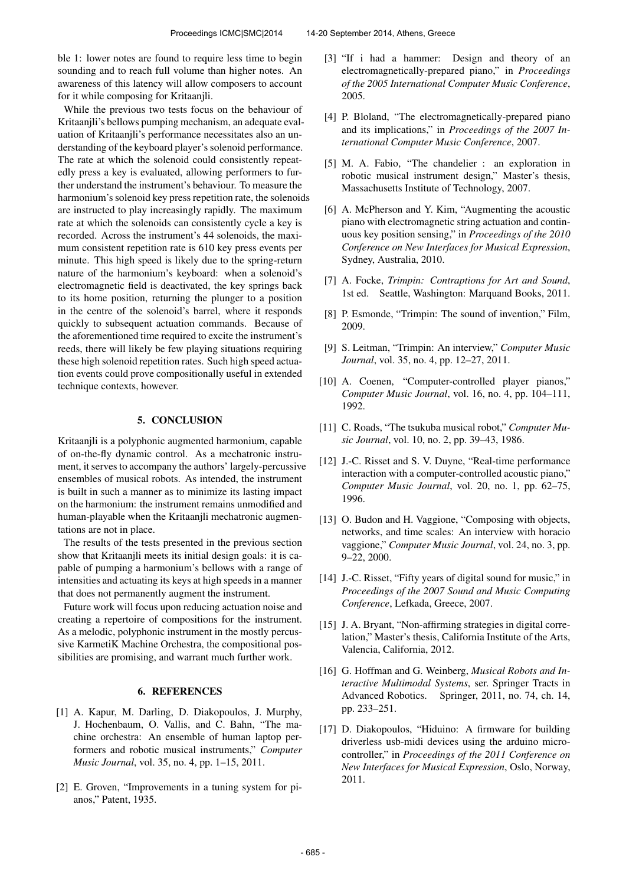ble 1: lower notes are found to require less time to begin sounding and to reach full volume than higher notes. An awareness of this latency will allow composers to account for it while composing for Kritaanjli.

While the previous two tests focus on the behaviour of Kritaanjli's bellows pumping mechanism, an adequate evaluation of Kritaanjli's performance necessitates also an understanding of the keyboard player's solenoid performance. The rate at which the solenoid could consistently repeatedly press a key is evaluated, allowing performers to further understand the instrument's behaviour. To measure the harmonium's solenoid key press repetition rate, the solenoids are instructed to play increasingly rapidly. The maximum rate at which the solenoids can consistently cycle a key is recorded. Across the instrument's 44 solenoids, the maximum consistent repetition rate is 610 key press events per minute. This high speed is likely due to the spring-return nature of the harmonium's keyboard: when a solenoid's electromagnetic field is deactivated, the key springs back to its home position, returning the plunger to a position in the centre of the solenoid's barrel, where it responds quickly to subsequent actuation commands. Because of the aforementioned time required to excite the instrument's reeds, there will likely be few playing situations requiring these high solenoid repetition rates. Such high speed actuation events could prove compositionally useful in extended technique contexts, however.

## 5. CONCLUSION

Kritaanjli is a polyphonic augmented harmonium, capable of on-the-fly dynamic control. As a mechatronic instrument, it serves to accompany the authors' largely-percussive ensembles of musical robots. As intended, the instrument is built in such a manner as to minimize its lasting impact on the harmonium: the instrument remains unmodified and human-playable when the Kritaanjli mechatronic augmentations are not in place.

The results of the tests presented in the previous section show that Kritaanjli meets its initial design goals: it is capable of pumping a harmonium's bellows with a range of intensities and actuating its keys at high speeds in a manner that does not permanently augment the instrument.

Future work will focus upon reducing actuation noise and creating a repertoire of compositions for the instrument. As a melodic, polyphonic instrument in the mostly percussive KarmetiK Machine Orchestra, the compositional possibilities are promising, and warrant much further work.

## 6. REFERENCES

[1] A. Kapur, M. Darling, D. Diakopoulos, J. Murphy, J. Hochenbaum, O. Vallis, and C. Bahn, "The machine orchestra: An ensemble of human laptop performers and robotic musical instruments," *Computer Music Journal*, vol. 35, no. 4, pp. 1–15, 2011.

[2] E. Groven, "Improvements in a tuning system for pianos," Patent, 1935.

[3] "If i had a hammer: Design and theory of an electromagnetically-prepared piano," in *Proceedings of the 2005 International Computer Music Conference*, 2005.

[4] P. Bloland, "The electromagnetically-prepared piano and its implications," in *Proceedings of the 2007 International Computer Music Conference*, 2007.

[5] M. A. Fabio, "The chandelier : an exploration in robotic musical instrument design," Master's thesis, Massachusetts Institute of Technology, 2007.

[6] A. McPherson and Y. Kim, "Augmenting the acoustic piano with electromagnetic string actuation and continuous key position sensing," in *Proceedings of the 2010 Conference on New Interfaces for Musical Expression*, Sydney, Australia, 2010.

[7] A. Focke, *Trimpin: Contraptions for Art and Sound*, 1st ed. Seattle, Washington: Marquand Books, 2011.

[8] P. Esmonde, "Trimpin: The sound of invention," Film, 2009.

[9] S. Leitman, "Trimpin: An interview," *Computer Music Journal*, vol. 35, no. 4, pp. 12–27, 2011.

[10] A. Coenen, "Computer-controlled player pianos," *Computer Music Journal*, vol. 16, no. 4, pp. 104–111, 1992.

[11] C. Roads, "The tsukuba musical robot," *Computer Music Journal*, vol. 10, no. 2, pp. 39–43, 1986.

[12] J.-C. Risset and S. V. Duyne, "Real-time performance interaction with a computer-controlled acoustic piano," *Computer Music Journal*, vol. 20, no. 1, pp. 62–75, 1996.

[13] O. Budon and H. Vaggione, "Composing with objects, networks, and time scales: An interview with horacio vaggione," *Computer Music Journal*, vol. 24, no. 3, pp. 9–22, 2000.

[14] J.-C. Risset, "Fifty years of digital sound for music," in *Proceedings of the 2007 Sound and Music Computing Conference*, Lefkada, Greece, 2007.

[15] J. A. Bryant, "Non-affirming strategies in digital correlation," Master's thesis, California Institute of the Arts, Valencia, California, 2012.

[16] G. Hoffman and G. Weinberg, *Musical Robots and Interactive Multimodal Systems*, ser. Springer Tracts in Advanced Robotics. Springer, 2011, no. 74, ch. 14, pp. 233–251.

[17] D. Diakopoulos, "Hiduino: A firmware for building driverless usb-midi devices using the arduino microcontroller," in *Proceedings of the 2011 Conference on New Interfaces for Musical Expression*, Oslo, Norway, 2011.